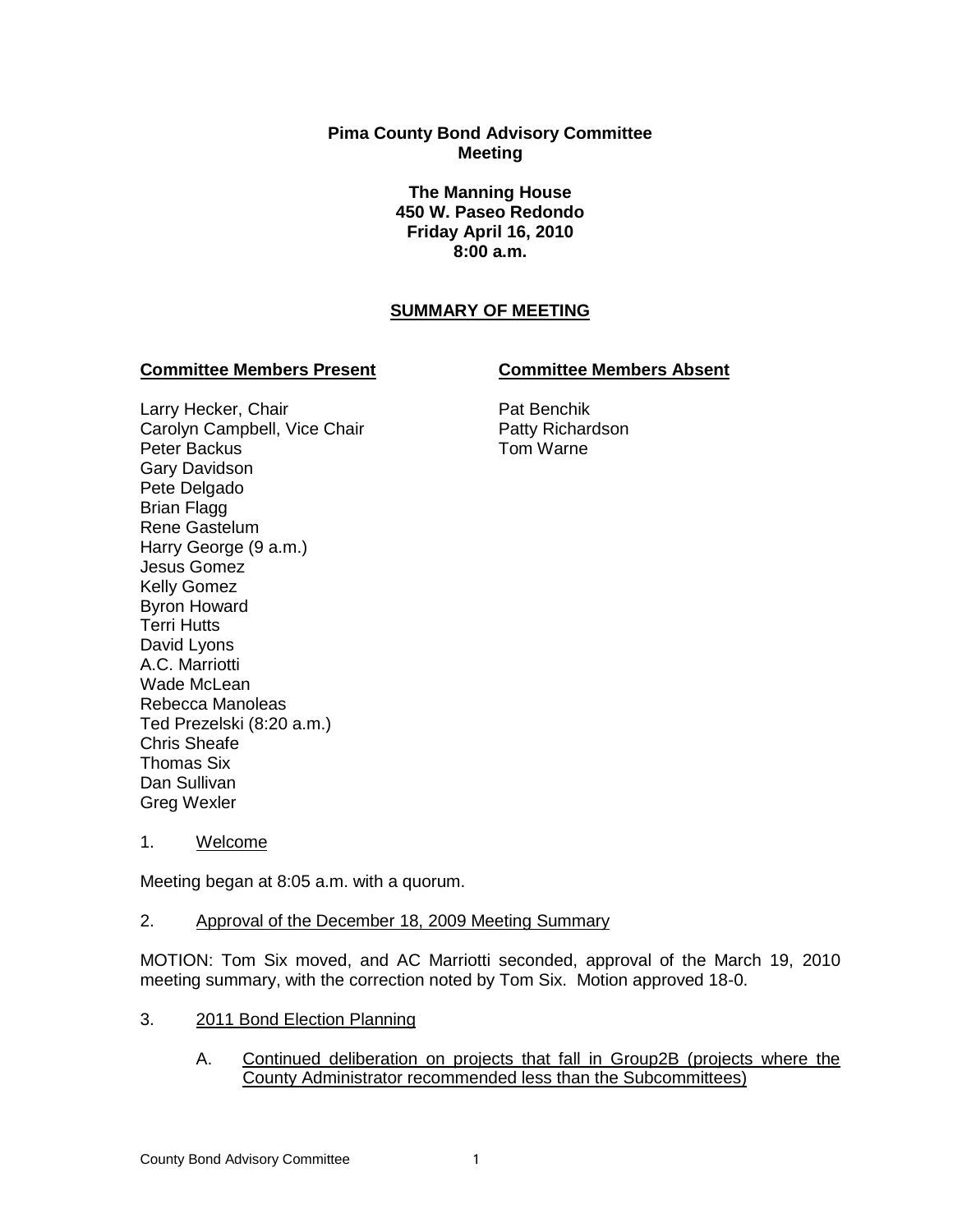**Pima County Bond Advisory Committee**
**Meeting**

**The Manning House**
**450 W. Paseo Redondo**
**Friday April 16, 2010**
**8:00 a.m.**

## SUMMARY OF MEETING

**Committee Members Present**

Larry Hecker, Chair
Carolyn Campbell, Vice Chair
Peter Backus
Gary Davidson
Pete Delgado
Brian Flagg
Rene Gastelum
Harry George (9 a.m.)
Jesus Gomez
Kelly Gomez
Byron Howard
Terri Hutts
David Lyons
A.C. Marriotti
Wade McLean
Rebecca Manoleas
Ted Prezelski (8:20 a.m.)
Chris Sheafe
Thomas Six
Dan Sullivan
Greg Wexler

**Committee Members Absent**

Pat Benchik
Patty Richardson
Tom Warne

1. Welcome

Meeting began at 8:05 a.m. with a quorum.

2. Approval of the December 18, 2009 Meeting Summary

MOTION: Tom Six moved, and AC Marriotti seconded, approval of the March 19, 2010 meeting summary, with the correction noted by Tom Six. Motion approved 18-0.

3. 2011 Bond Election Planning

   A. Continued deliberation on projects that fall in Group2B (projects where the County Administrator recommended less than the Subcommittees)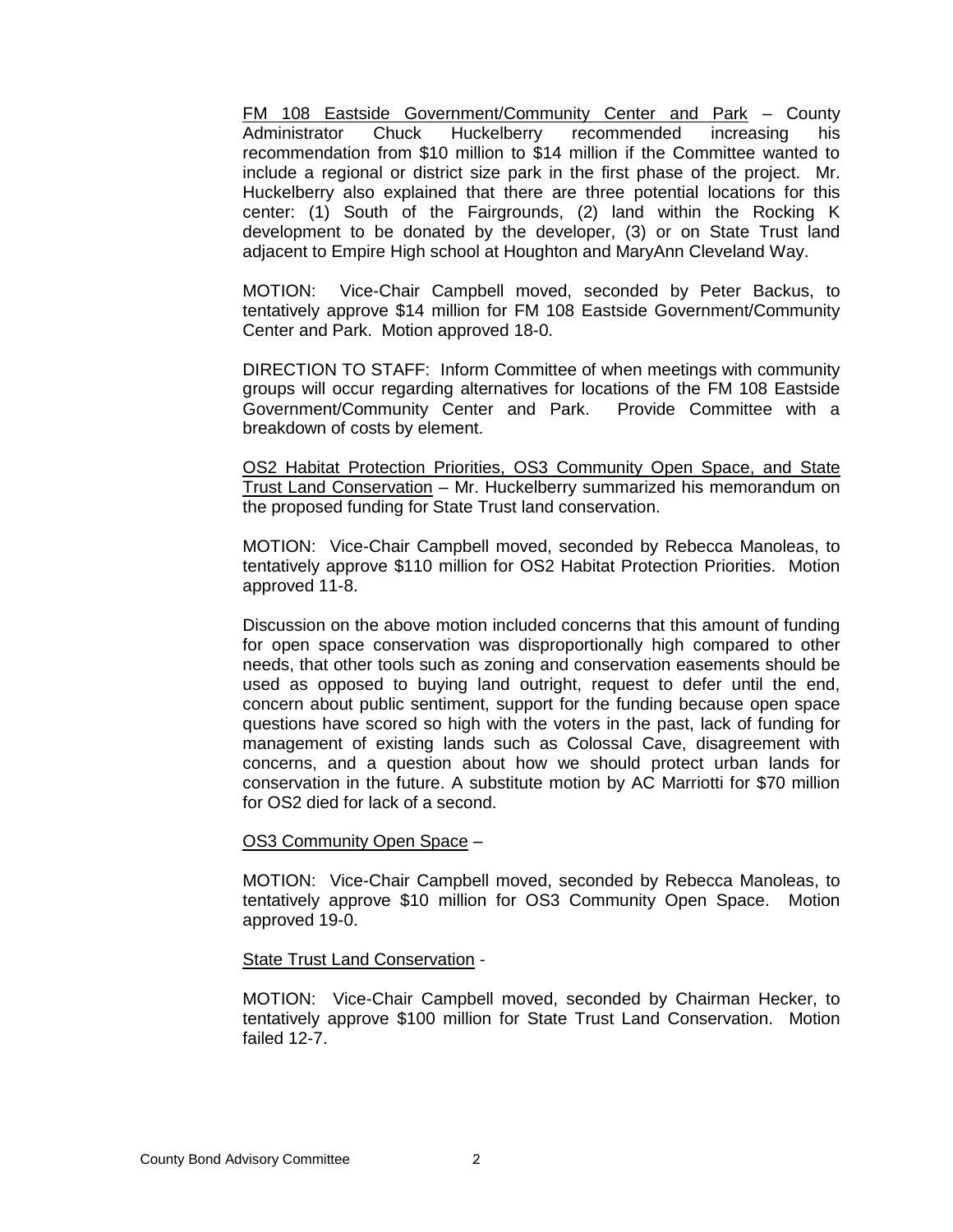FM 108 Eastside Government/Community Center and Park – County Administrator Chuck Huckelberry recommended increasing his recommendation from $10 million to $14 million if the Committee wanted to include a regional or district size park in the first phase of the project. Mr. Huckelberry also explained that there are three potential locations for this center: (1) South of the Fairgrounds, (2) land within the Rocking K development to be donated by the developer, (3) or on State Trust land adjacent to Empire High school at Houghton and MaryAnn Cleveland Way.

MOTION: Vice-Chair Campbell moved, seconded by Peter Backus, to tentatively approve $14 million for FM 108 Eastside Government/Community Center and Park. Motion approved 18-0.

DIRECTION TO STAFF: Inform Committee of when meetings with community groups will occur regarding alternatives for locations of the FM 108 Eastside Government/Community Center and Park. Provide Committee with a breakdown of costs by element.

OS2 Habitat Protection Priorities, OS3 Community Open Space, and State Trust Land Conservation – Mr. Huckelberry summarized his memorandum on the proposed funding for State Trust land conservation.

MOTION: Vice-Chair Campbell moved, seconded by Rebecca Manoleas, to tentatively approve $110 million for OS2 Habitat Protection Priorities. Motion approved 11-8.

Discussion on the above motion included concerns that this amount of funding for open space conservation was disproportionally high compared to other needs, that other tools such as zoning and conservation easements should be used as opposed to buying land outright, request to defer until the end, concern about public sentiment, support for the funding because open space questions have scored so high with the voters in the past, lack of funding for management of existing lands such as Colossal Cave, disagreement with concerns, and a question about how we should protect urban lands for conservation in the future. A substitute motion by AC Marriotti for $70 million for OS2 died for lack of a second.

OS3 Community Open Space –

MOTION: Vice-Chair Campbell moved, seconded by Rebecca Manoleas, to tentatively approve $10 million for OS3 Community Open Space. Motion approved 19-0.

State Trust Land Conservation -

MOTION: Vice-Chair Campbell moved, seconded by Chairman Hecker, to tentatively approve $100 million for State Trust Land Conservation. Motion failed 12-7.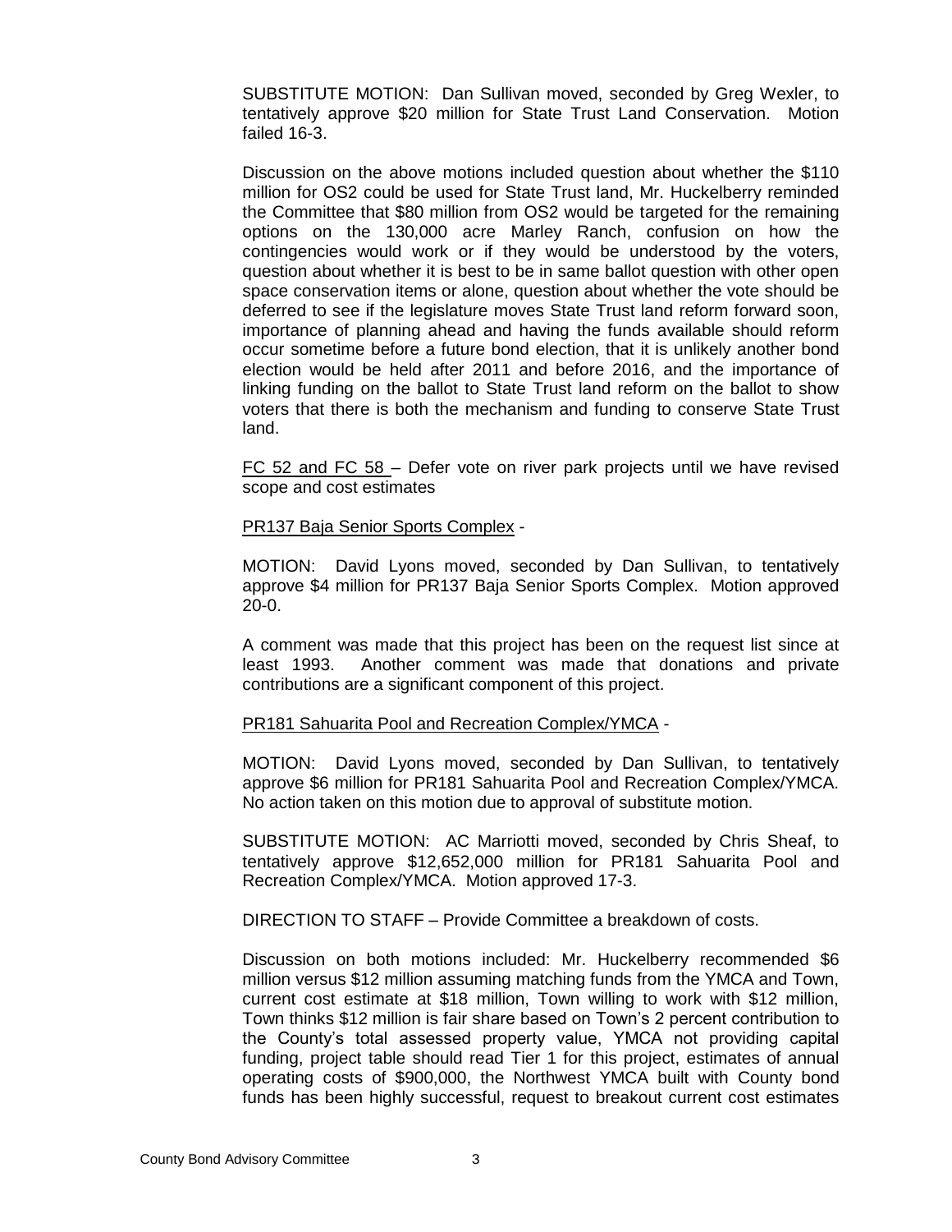SUBSTITUTE MOTION: Dan Sullivan moved, seconded by Greg Wexler, to tentatively approve $20 million for State Trust Land Conservation. Motion failed 16-3.

Discussion on the above motions included question about whether the $110 million for OS2 could be used for State Trust land, Mr. Huckelberry reminded the Committee that $80 million from OS2 would be targeted for the remaining options on the 130,000 acre Marley Ranch, confusion on how the contingencies would work or if they would be understood by the voters, question about whether it is best to be in same ballot question with other open space conservation items or alone, question about whether the vote should be deferred to see if the legislature moves State Trust land reform forward soon, importance of planning ahead and having the funds available should reform occur sometime before a future bond election, that it is unlikely another bond election would be held after 2011 and before 2016, and the importance of linking funding on the ballot to State Trust land reform on the ballot to show voters that there is both the mechanism and funding to conserve State Trust land.

<u>FC 52 and FC 58</u> – Defer vote on river park projects until we have revised scope and cost estimates

<u>PR137 Baja Senior Sports Complex</u> -

MOTION: David Lyons moved, seconded by Dan Sullivan, to tentatively approve $4 million for PR137 Baja Senior Sports Complex. Motion approved 20-0.

A comment was made that this project has been on the request list since at least 1993. Another comment was made that donations and private contributions are a significant component of this project.

<u>PR181 Sahuarita Pool and Recreation Complex/YMCA</u> -

MOTION: David Lyons moved, seconded by Dan Sullivan, to tentatively approve $6 million for PR181 Sahuarita Pool and Recreation Complex/YMCA. No action taken on this motion due to approval of substitute motion.

SUBSTITUTE MOTION: AC Marriotti moved, seconded by Chris Sheaf, to tentatively approve $12,652,000 million for PR181 Sahuarita Pool and Recreation Complex/YMCA. Motion approved 17-3.

DIRECTION TO STAFF – Provide Committee a breakdown of costs.

Discussion on both motions included: Mr. Huckelberry recommended $6 million versus $12 million assuming matching funds from the YMCA and Town, current cost estimate at $18 million, Town willing to work with $12 million, Town thinks $12 million is fair share based on Town's 2 percent contribution to the County's total assessed property value, YMCA not providing capital funding, project table should read Tier 1 for this project, estimates of annual operating costs of $900,000, the Northwest YMCA built with County bond funds has been highly successful, request to breakout current cost estimates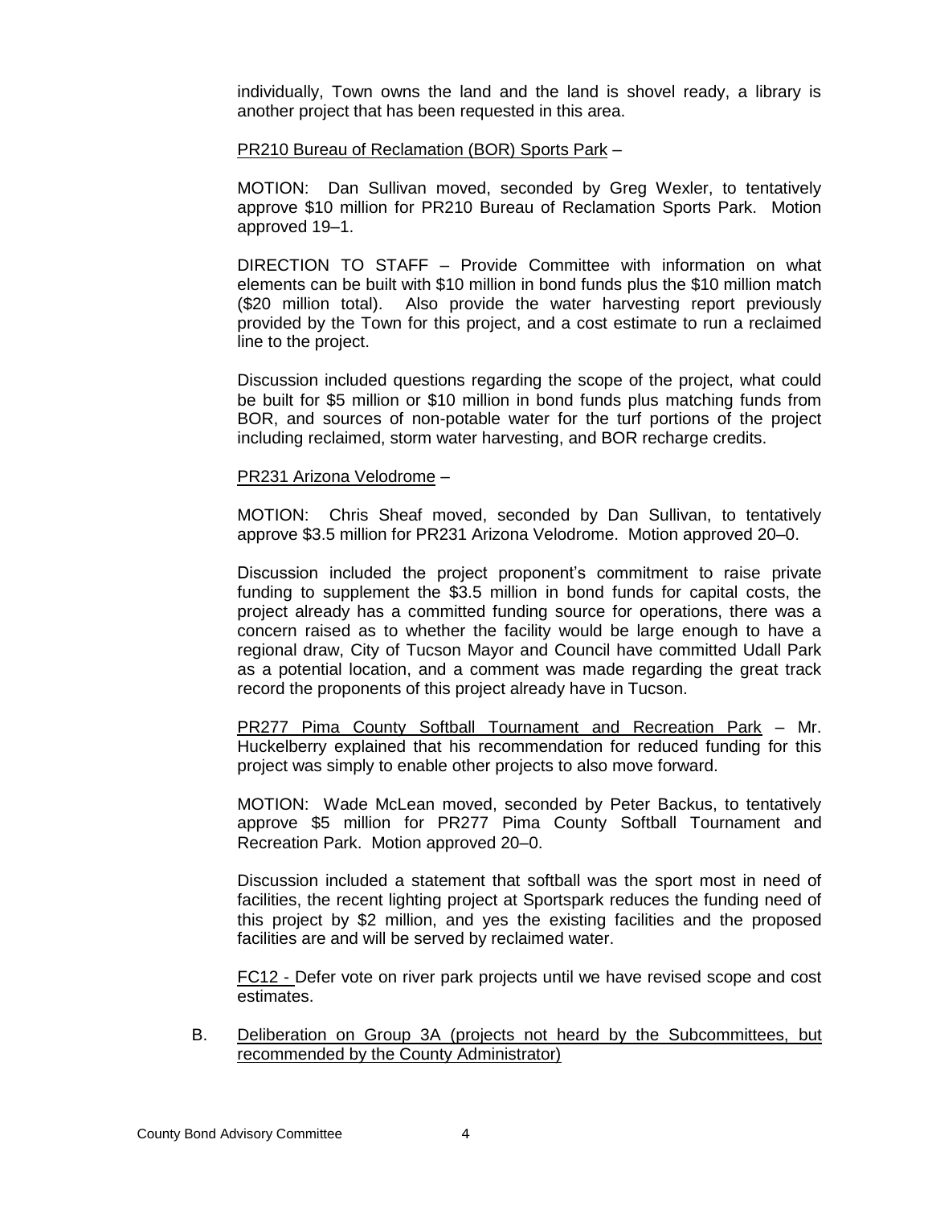individually, Town owns the land and the land is shovel ready, a library is another project that has been requested in this area.

PR210 Bureau of Reclamation (BOR) Sports Park –

MOTION: Dan Sullivan moved, seconded by Greg Wexler, to tentatively approve $10 million for PR210 Bureau of Reclamation Sports Park. Motion approved 19–1.

DIRECTION TO STAFF – Provide Committee with information on what elements can be built with $10 million in bond funds plus the $10 million match ($20 million total). Also provide the water harvesting report previously provided by the Town for this project, and a cost estimate to run a reclaimed line to the project.

Discussion included questions regarding the scope of the project, what could be built for $5 million or $10 million in bond funds plus matching funds from BOR, and sources of non-potable water for the turf portions of the project including reclaimed, storm water harvesting, and BOR recharge credits.

PR231 Arizona Velodrome –

MOTION: Chris Sheaf moved, seconded by Dan Sullivan, to tentatively approve $3.5 million for PR231 Arizona Velodrome. Motion approved 20–0.

Discussion included the project proponent's commitment to raise private funding to supplement the $3.5 million in bond funds for capital costs, the project already has a committed funding source for operations, there was a concern raised as to whether the facility would be large enough to have a regional draw, City of Tucson Mayor and Council have committed Udall Park as a potential location, and a comment was made regarding the great track record the proponents of this project already have in Tucson.

PR277 Pima County Softball Tournament and Recreation Park – Mr. Huckelberry explained that his recommendation for reduced funding for this project was simply to enable other projects to also move forward.

MOTION: Wade McLean moved, seconded by Peter Backus, to tentatively approve $5 million for PR277 Pima County Softball Tournament and Recreation Park. Motion approved 20–0.

Discussion included a statement that softball was the sport most in need of facilities, the recent lighting project at Sportspark reduces the funding need of this project by $2 million, and yes the existing facilities and the proposed facilities are and will be served by reclaimed water.

FC12 - Defer vote on river park projects until we have revised scope and cost estimates.

B. Deliberation on Group 3A (projects not heard by the Subcommittees, but recommended by the County Administrator)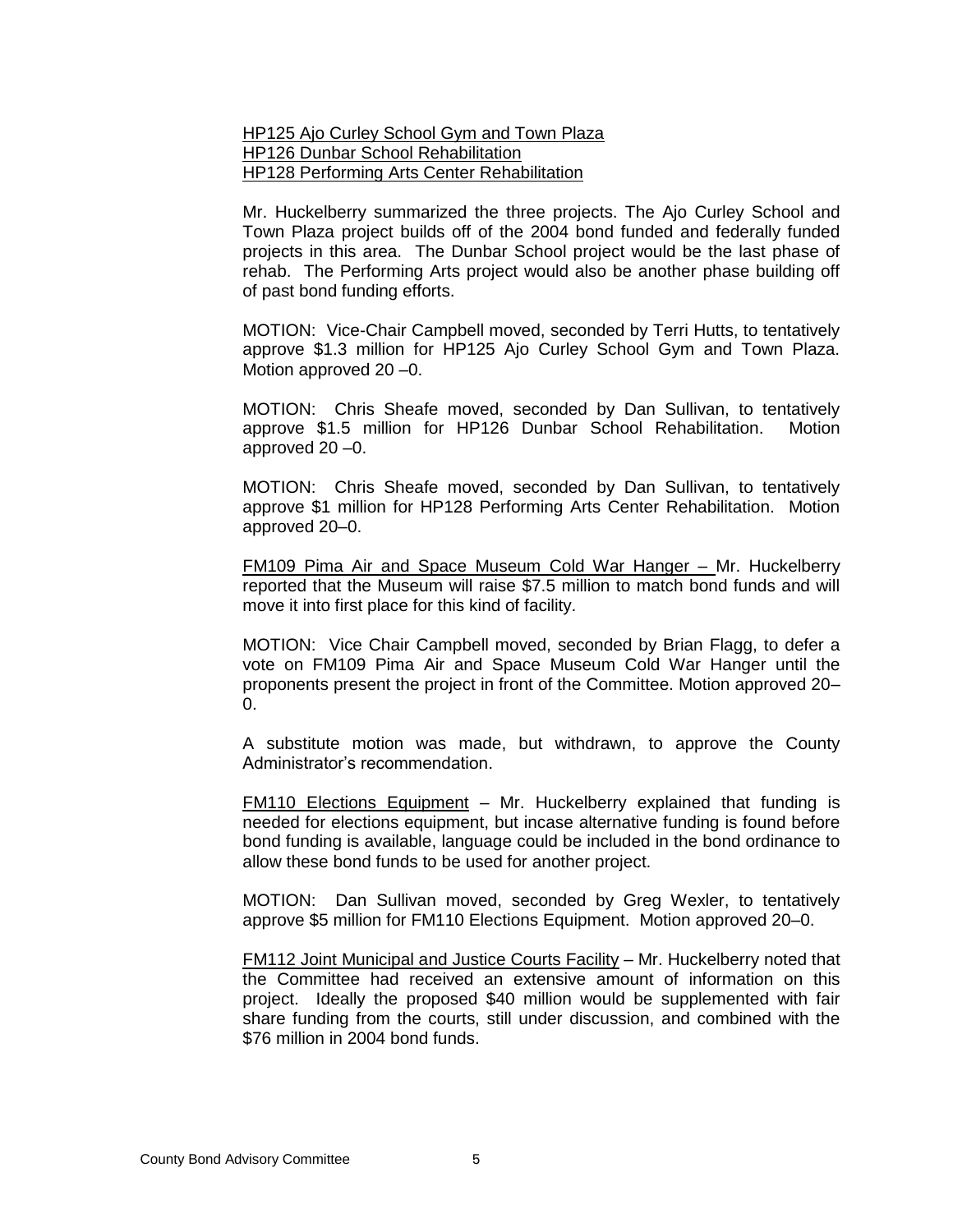HP125 Ajo Curley School Gym and Town Plaza
HP126 Dunbar School Rehabilitation
HP128 Performing Arts Center Rehabilitation

Mr. Huckelberry summarized the three projects. The Ajo Curley School and Town Plaza project builds off of the 2004 bond funded and federally funded projects in this area. The Dunbar School project would be the last phase of rehab. The Performing Arts project would also be another phase building off of past bond funding efforts.

MOTION: Vice-Chair Campbell moved, seconded by Terri Hutts, to tentatively approve $1.3 million for HP125 Ajo Curley School Gym and Town Plaza. Motion approved 20 –0.

MOTION: Chris Sheafe moved, seconded by Dan Sullivan, to tentatively approve $1.5 million for HP126 Dunbar School Rehabilitation. Motion approved 20 –0.

MOTION: Chris Sheafe moved, seconded by Dan Sullivan, to tentatively approve $1 million for HP128 Performing Arts Center Rehabilitation. Motion approved 20–0.

FM109 Pima Air and Space Museum Cold War Hanger – Mr. Huckelberry reported that the Museum will raise $7.5 million to match bond funds and will move it into first place for this kind of facility.

MOTION: Vice Chair Campbell moved, seconded by Brian Flagg, to defer a vote on FM109 Pima Air and Space Museum Cold War Hanger until the proponents present the project in front of the Committee. Motion approved 20–0.

A substitute motion was made, but withdrawn, to approve the County Administrator's recommendation.

FM110 Elections Equipment – Mr. Huckelberry explained that funding is needed for elections equipment, but incase alternative funding is found before bond funding is available, language could be included in the bond ordinance to allow these bond funds to be used for another project.

MOTION: Dan Sullivan moved, seconded by Greg Wexler, to tentatively approve $5 million for FM110 Elections Equipment. Motion approved 20–0.

FM112 Joint Municipal and Justice Courts Facility – Mr. Huckelberry noted that the Committee had received an extensive amount of information on this project. Ideally the proposed $40 million would be supplemented with fair share funding from the courts, still under discussion, and combined with the $76 million in 2004 bond funds.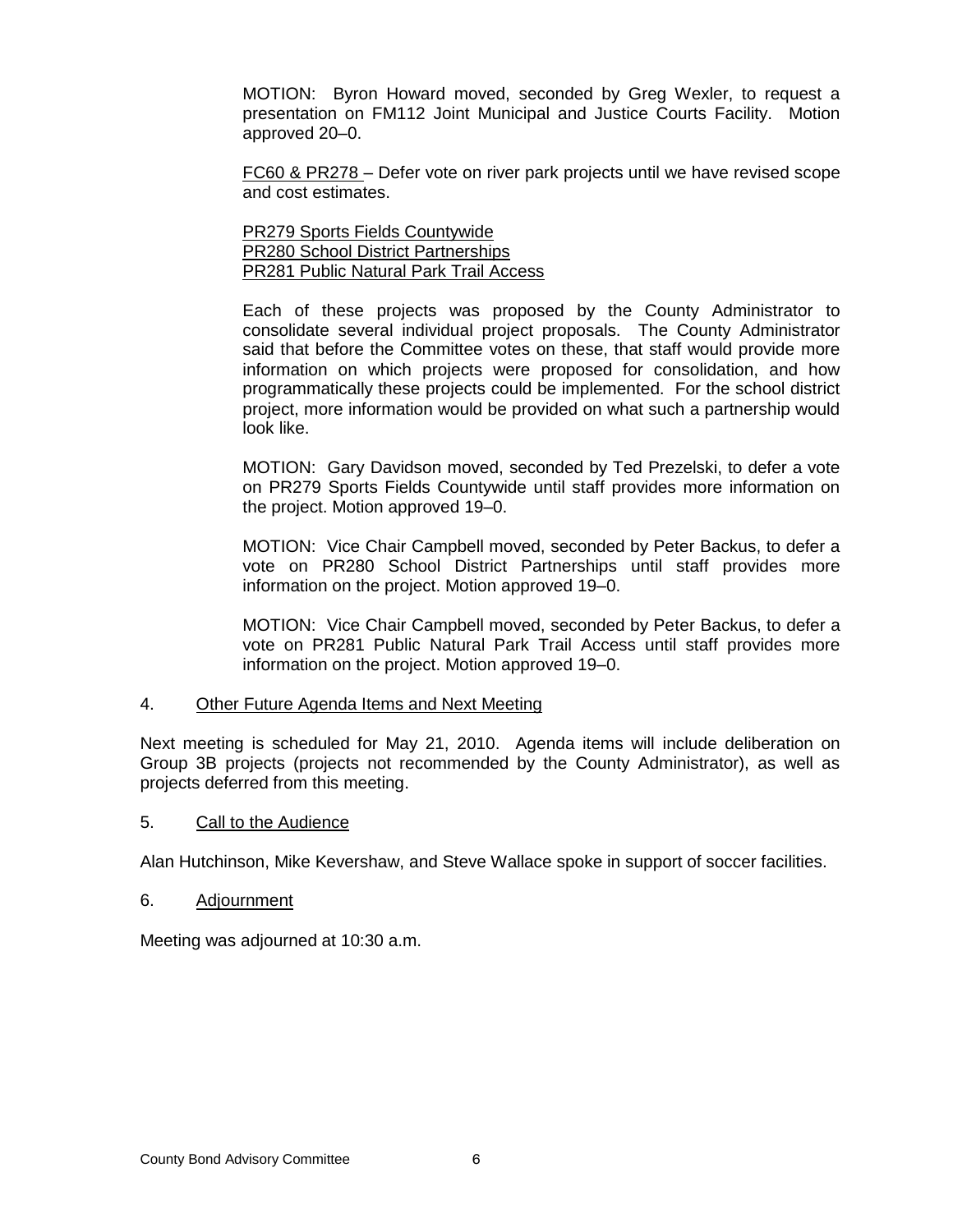MOTION: Byron Howard moved, seconded by Greg Wexler, to request a presentation on FM112 Joint Municipal and Justice Courts Facility. Motion approved 20–0.

FC60 & PR278 – Defer vote on river park projects until we have revised scope and cost estimates.

PR279 Sports Fields Countywide
PR280 School District Partnerships
PR281 Public Natural Park Trail Access

Each of these projects was proposed by the County Administrator to consolidate several individual project proposals. The County Administrator said that before the Committee votes on these, that staff would provide more information on which projects were proposed for consolidation, and how programmatically these projects could be implemented. For the school district project, more information would be provided on what such a partnership would look like.

MOTION: Gary Davidson moved, seconded by Ted Prezelski, to defer a vote on PR279 Sports Fields Countywide until staff provides more information on the project. Motion approved 19–0.

MOTION: Vice Chair Campbell moved, seconded by Peter Backus, to defer a vote on PR280 School District Partnerships until staff provides more information on the project. Motion approved 19–0.

MOTION: Vice Chair Campbell moved, seconded by Peter Backus, to defer a vote on PR281 Public Natural Park Trail Access until staff provides more information on the project. Motion approved 19–0.

## 4. Other Future Agenda Items and Next Meeting

Next meeting is scheduled for May 21, 2010. Agenda items will include deliberation on Group 3B projects (projects not recommended by the County Administrator), as well as projects deferred from this meeting.

## 5. Call to the Audience

Alan Hutchinson, Mike Kevershaw, and Steve Wallace spoke in support of soccer facilities.

## 6. Adjournment

Meeting was adjourned at 10:30 a.m.